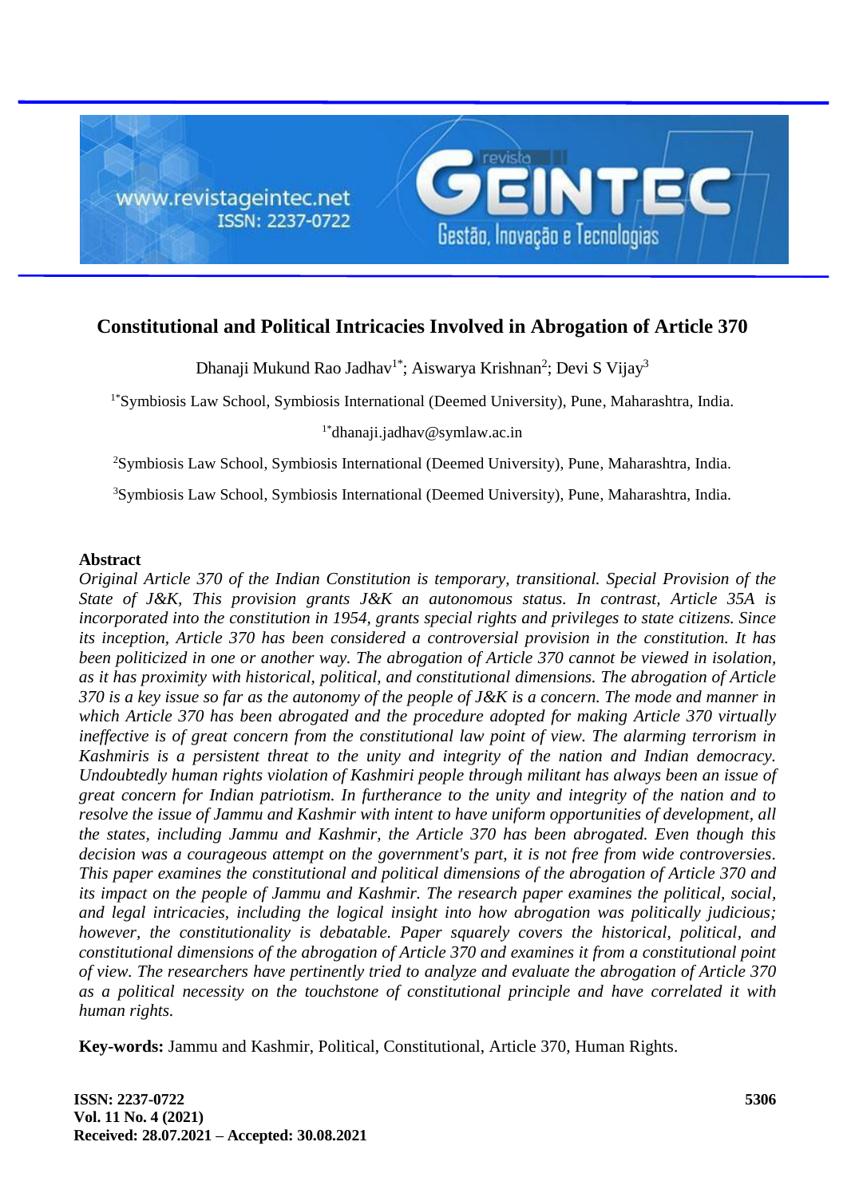# Constitutional and Political Intricacies Involved in Abrogation of Article 370

Dhanaji Mukund Rao Jadhav[1*]; Aiswarya Krishnan[2]; Devi S Vijay[3]

[1*]Symbiosis Law School, Symbiosis International (Deemed University), Pune, Maharashtra, India.

[1*]dhanaji.jadhav@symlaw.ac.in

[2]Symbiosis Law School, Symbiosis International (Deemed University), Pune, Maharashtra, India.

[3]Symbiosis Law School, Symbiosis International (Deemed University), Pune, Maharashtra, India.

## Abstract

*Original Article 370 of the Indian Constitution is temporary, transitional. Special Provision of the State of J&K, This provision grants J&K an autonomous status. In contrast, Article 35A is incorporated into the constitution in 1954, grants special rights and privileges to state citizens. Since its inception, Article 370 has been considered a controversial provision in the constitution. It has been politicized in one or another way. The abrogation of Article 370 cannot be viewed in isolation, as it has proximity with historical, political, and constitutional dimensions. The abrogation of Article 370 is a key issue so far as the autonomy of the people of J&K is a concern. The mode and manner in which Article 370 has been abrogated and the procedure adopted for making Article 370 virtually ineffective is of great concern from the constitutional law point of view. The alarming terrorism in Kashmiris is a persistent threat to the unity and integrity of the nation and Indian democracy. Undoubtedly human rights violation of Kashmiri people through militant has always been an issue of great concern for Indian patriotism. In furtherance to the unity and integrity of the nation and to resolve the issue of Jammu and Kashmir with intent to have uniform opportunities of development, all the states, including Jammu and Kashmir, the Article 370 has been abrogated. Even though this decision was a courageous attempt on the government's part, it is not free from wide controversies. This paper examines the constitutional and political dimensions of the abrogation of Article 370 and its impact on the people of Jammu and Kashmir. The research paper examines the political, social, and legal intricacies, including the logical insight into how abrogation was politically judicious; however, the constitutionality is debatable. Paper squarely covers the historical, political, and constitutional dimensions of the abrogation of Article 370 and examines it from a constitutional point of view. The researchers have pertinently tried to analyze and evaluate the abrogation of Article 370 as a political necessity on the touchstone of constitutional principle and have correlated it with human rights.*

**Key-words:** Jammu and Kashmir, Political, Constitutional, Article 370, Human Rights.

**Received: 28.07.2021 – Accepted: 30.08.2021**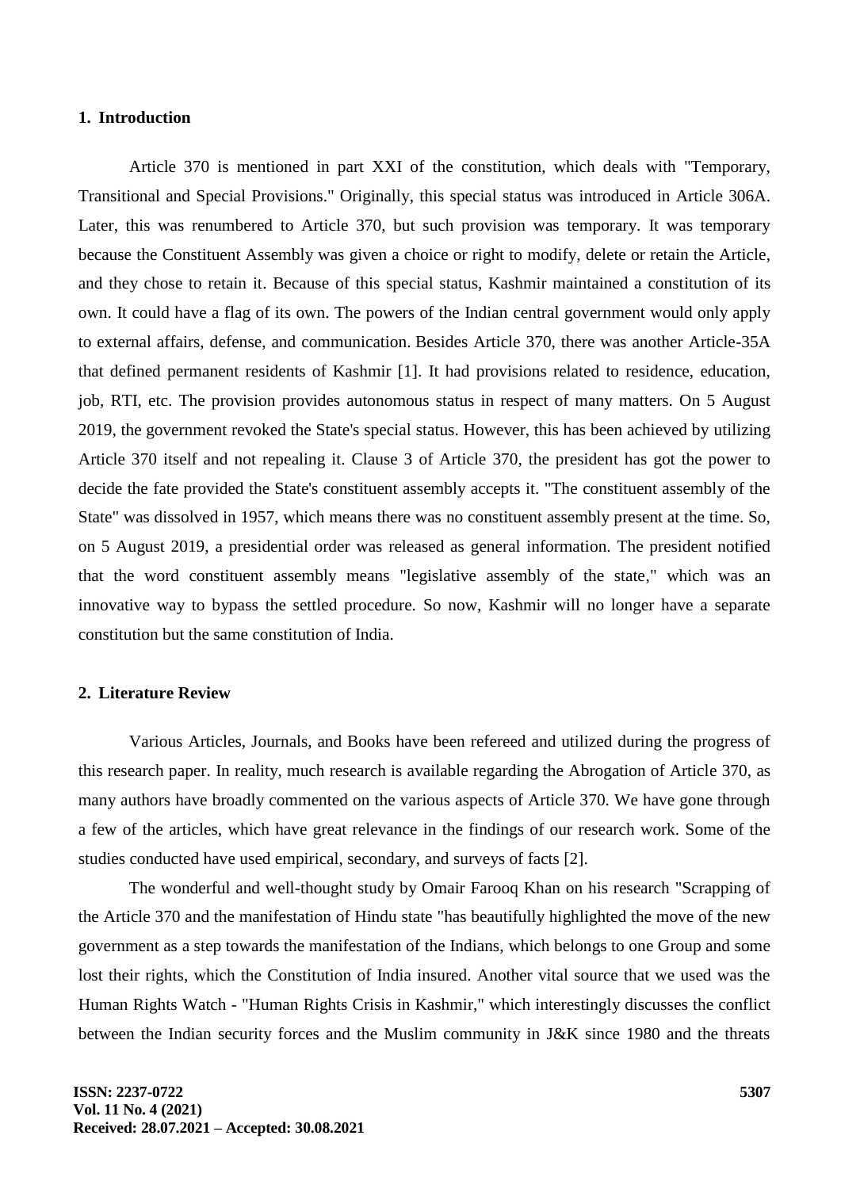## 1. Introduction

Article 370 is mentioned in part XXI of the constitution, which deals with "Temporary, Transitional and Special Provisions." Originally, this special status was introduced in Article 306A. Later, this was renumbered to Article 370, but such provision was temporary. It was temporary because the Constituent Assembly was given a choice or right to modify, delete or retain the Article, and they chose to retain it. Because of this special status, Kashmir maintained a constitution of its own. It could have a flag of its own. The powers of the Indian central government would only apply to external affairs, defense, and communication. Besides Article 370, there was another Article-35A that defined permanent residents of Kashmir [1]. It had provisions related to residence, education, job, RTI, etc. The provision provides autonomous status in respect of many matters. On 5 August 2019, the government revoked the State's special status. However, this has been achieved by utilizing Article 370 itself and not repealing it. Clause 3 of Article 370, the president has got the power to decide the fate provided the State's constituent assembly accepts it. "The constituent assembly of the State" was dissolved in 1957, which means there was no constituent assembly present at the time. So, on 5 August 2019, a presidential order was released as general information. The president notified that the word constituent assembly means "legislative assembly of the state," which was an innovative way to bypass the settled procedure. So now, Kashmir will no longer have a separate constitution but the same constitution of India.

## 2. Literature Review

Various Articles, Journals, and Books have been refereed and utilized during the progress of this research paper. In reality, much research is available regarding the Abrogation of Article 370, as many authors have broadly commented on the various aspects of Article 370. We have gone through a few of the articles, which have great relevance in the findings of our research work. Some of the studies conducted have used empirical, secondary, and surveys of facts [2].

The wonderful and well-thought study by Omair Farooq Khan on his research "Scrapping of the Article 370 and the manifestation of Hindu state "has beautifully highlighted the move of the new government as a step towards the manifestation of the Indians, which belongs to one Group and some lost their rights, which the Constitution of India insured. Another vital source that we used was the Human Rights Watch - "Human Rights Crisis in Kashmir," which interestingly discusses the conflict between the Indian security forces and the Muslim community in J&K since 1980 and the threats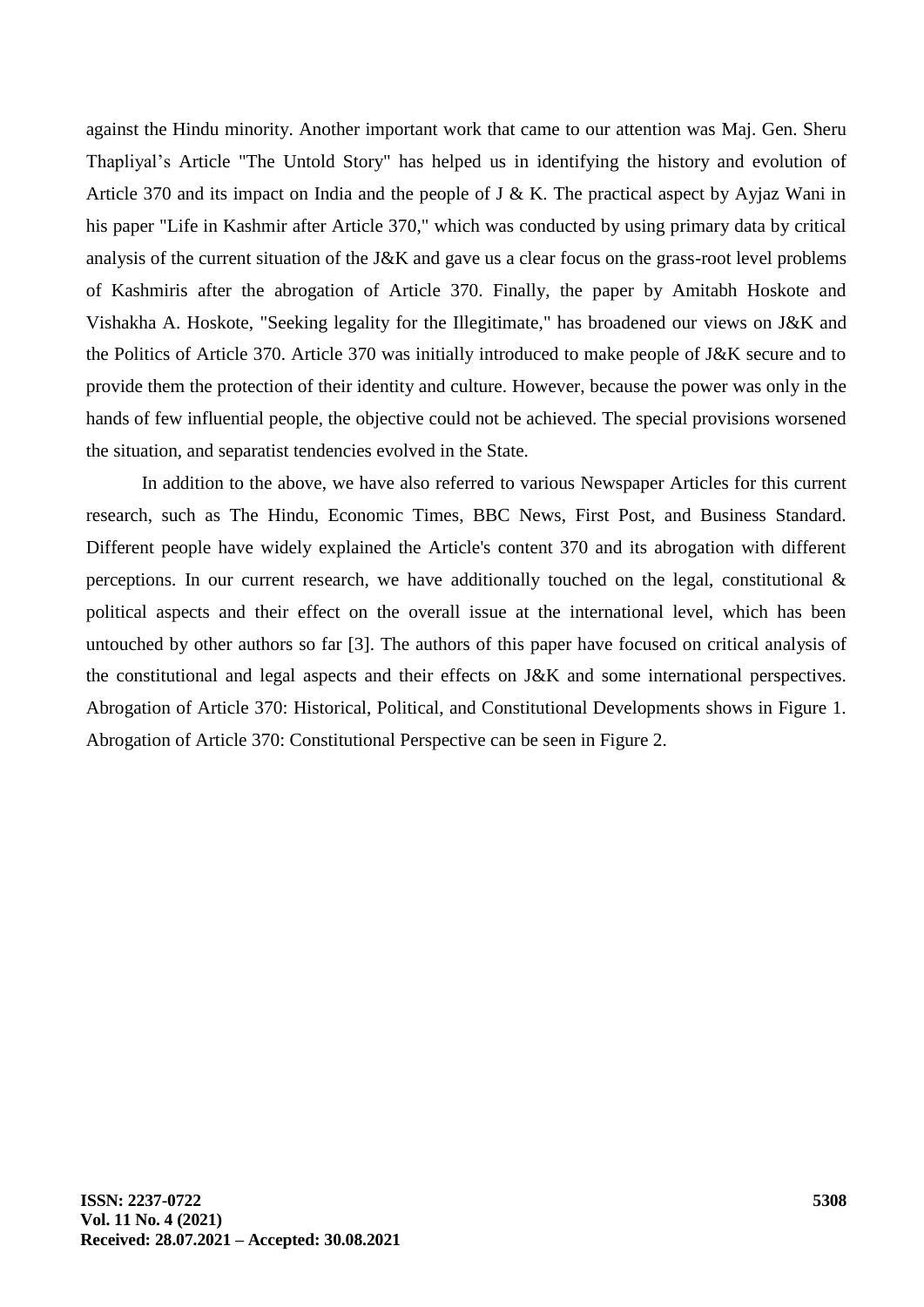against the Hindu minority. Another important work that came to our attention was Maj. Gen. Sheru Thapliyal's Article "The Untold Story" has helped us in identifying the history and evolution of Article 370 and its impact on India and the people of J & K. The practical aspect by Ayjaz Wani in his paper "Life in Kashmir after Article 370," which was conducted by using primary data by critical analysis of the current situation of the J&K and gave us a clear focus on the grass-root level problems of Kashmiris after the abrogation of Article 370. Finally, the paper by Amitabh Hoskote and Vishakha A. Hoskote, "Seeking legality for the Illegitimate," has broadened our views on J&K and the Politics of Article 370. Article 370 was initially introduced to make people of J&K secure and to provide them the protection of their identity and culture. However, because the power was only in the hands of few influential people, the objective could not be achieved. The special provisions worsened the situation, and separatist tendencies evolved in the State.

In addition to the above, we have also referred to various Newspaper Articles for this current research, such as The Hindu, Economic Times, BBC News, First Post, and Business Standard. Different people have widely explained the Article's content 370 and its abrogation with different perceptions. In our current research, we have additionally touched on the legal, constitutional & political aspects and their effect on the overall issue at the international level, which has been untouched by other authors so far [3]. The authors of this paper have focused on critical analysis of the constitutional and legal aspects and their effects on J&K and some international perspectives. Abrogation of Article 370: Historical, Political, and Constitutional Developments shows in Figure 1. Abrogation of Article 370: Constitutional Perspective can be seen in Figure 2.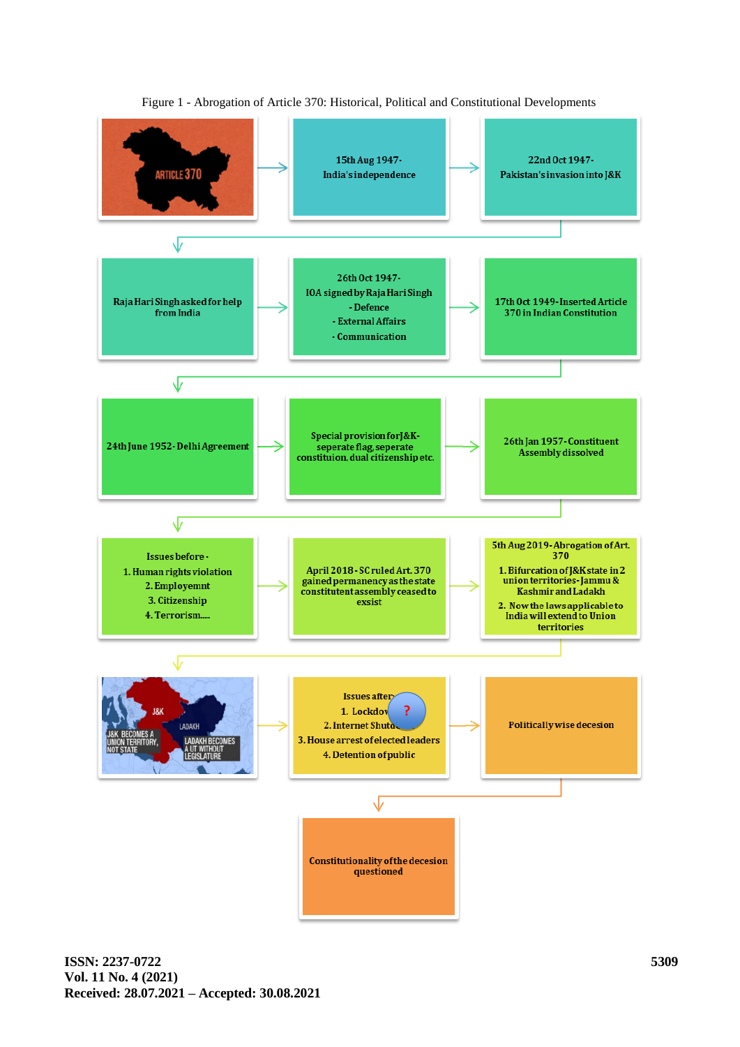Figure 1 - Abrogation of Article 370: Historical, Political and Constitutional Developments

ARTICLE 370

15th Aug 1947- India's independence

22nd Oct 1947- Pakistan's invasion into J&K

Raja Hari Singh asked for help from India

26th Oct 1947- IOA signed by Raja Hari Singh
- Defence
- External Affairs
- Communication

17th Oct 1949- Inserted Article 370 in Indian Constitution

24th June 1952- Delhi Agreement

Special provision for J&K- seperate flag, seperate constitution, dual citizenship etc.

26th Jan 1957- Constituent Assembly dissolved

Issues before -
1. Human rights violation
2. Employemnt
3. Citizenship
4. Terrorism.....

April 2018 - SC ruled Art. 370 gained permanency as the state constitutent assembly ceased to exsist

5th Aug 2019- Abrogation of Art. 370
1. Bifurcation of J&K state in 2 union territories- Jammu & Kashmir and Ladakh
2. Now the laws applicable to India will extend to Union territories

J&K
LADAKH
J&K BECOMES A UNION TERRITORY, NOT STATE
LADAKH BECOMES A UT WITHOUT LEGISLATURE

Issues after
1. Lockdow
2. Internet Shutd
3. House arrest of elected leaders
4. Detention of public

Politically wise decesion

Constitutionality of the decesion questioned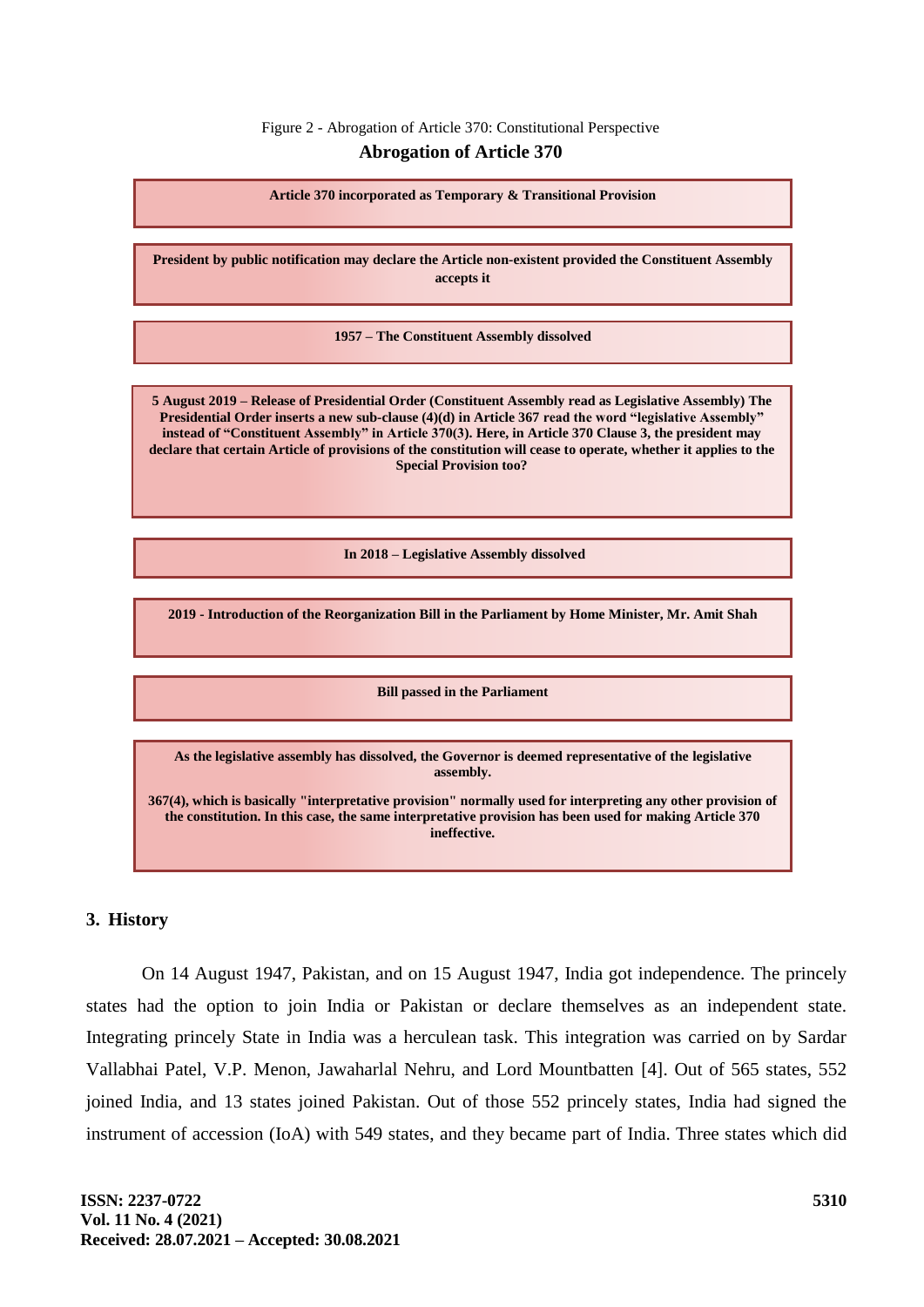Figure 2 - Abrogation of Article 370: Constitutional Perspective

**Abrogation of Article 370**

**Article 370 incorporated as Temporary & Transitional Provision**

**President by public notification may declare the Article non-existent provided the Constituent Assembly accepts it**

**1957 – The Constituent Assembly dissolved**

**5 August 2019 – Release of Presidential Order (Constituent Assembly read as Legislative Assembly) The Presidential Order inserts a new sub-clause (4)(d) in Article 367 read the word "legislative Assembly" instead of "Constituent Assembly" in Article 370(3). Here, in Article 370 Clause 3, the president may declare that certain Article of provisions of the constitution will cease to operate, whether it applies to the Special Provision too?**

**In 2018 – Legislative Assembly dissolved**

**2019 - Introduction of the Reorganization Bill in the Parliament by Home Minister, Mr. Amit Shah**

**Bill passed in the Parliament**

**As the legislative assembly has dissolved, the Governor is deemed representative of the legislative assembly.**

**367(4), which is basically "interpretative provision" normally used for interpreting any other provision of the constitution. In this case, the same interpretative provision has been used for making Article 370 ineffective.**

## 3. History

On 14 August 1947, Pakistan, and on 15 August 1947, India got independence. The princely states had the option to join India or Pakistan or declare themselves as an independent state. Integrating princely State in India was a herculean task. This integration was carried on by Sardar Vallabhai Patel, V.P. Menon, Jawaharlal Nehru, and Lord Mountbatten [4]. Out of 565 states, 552 joined India, and 13 states joined Pakistan. Out of those 552 princely states, India had signed the instrument of accession (IoA) with 549 states, and they became part of India. Three states which did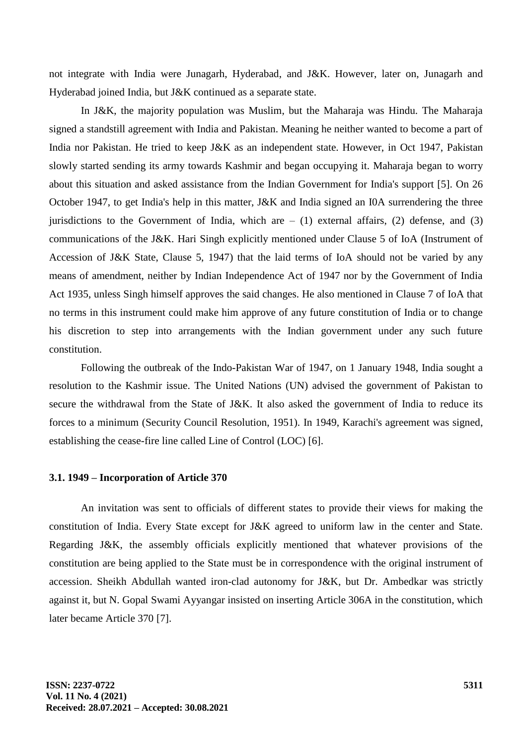not integrate with India were Junagarh, Hyderabad, and J&K. However, later on, Junagarh and Hyderabad joined India, but J&K continued as a separate state.

In J&K, the majority population was Muslim, but the Maharaja was Hindu. The Maharaja signed a standstill agreement with India and Pakistan. Meaning he neither wanted to become a part of India nor Pakistan. He tried to keep J&K as an independent state. However, in Oct 1947, Pakistan slowly started sending its army towards Kashmir and began occupying it. Maharaja began to worry about this situation and asked assistance from the Indian Government for India's support [5]. On 26 October 1947, to get India's help in this matter, J&K and India signed an I0A surrendering the three jurisdictions to the Government of India, which are – (1) external affairs, (2) defense, and (3) communications of the J&K. Hari Singh explicitly mentioned under Clause 5 of IoA (Instrument of Accession of J&K State, Clause 5, 1947) that the laid terms of IoA should not be varied by any means of amendment, neither by Indian Independence Act of 1947 nor by the Government of India Act 1935, unless Singh himself approves the said changes. He also mentioned in Clause 7 of IoA that no terms in this instrument could make him approve of any future constitution of India or to change his discretion to step into arrangements with the Indian government under any such future constitution.

Following the outbreak of the Indo-Pakistan War of 1947, on 1 January 1948, India sought a resolution to the Kashmir issue. The United Nations (UN) advised the government of Pakistan to secure the withdrawal from the State of J&K. It also asked the government of India to reduce its forces to a minimum (Security Council Resolution, 1951). In 1949, Karachi's agreement was signed, establishing the cease-fire line called Line of Control (LOC) [6].

### 3.1. 1949 – Incorporation of Article 370

An invitation was sent to officials of different states to provide their views for making the constitution of India. Every State except for J&K agreed to uniform law in the center and State. Regarding J&K, the assembly officials explicitly mentioned that whatever provisions of the constitution are being applied to the State must be in correspondence with the original instrument of accession. Sheikh Abdullah wanted iron-clad autonomy for J&K, but Dr. Ambedkar was strictly against it, but N. Gopal Swami Ayyangar insisted on inserting Article 306A in the constitution, which later became Article 370 [7].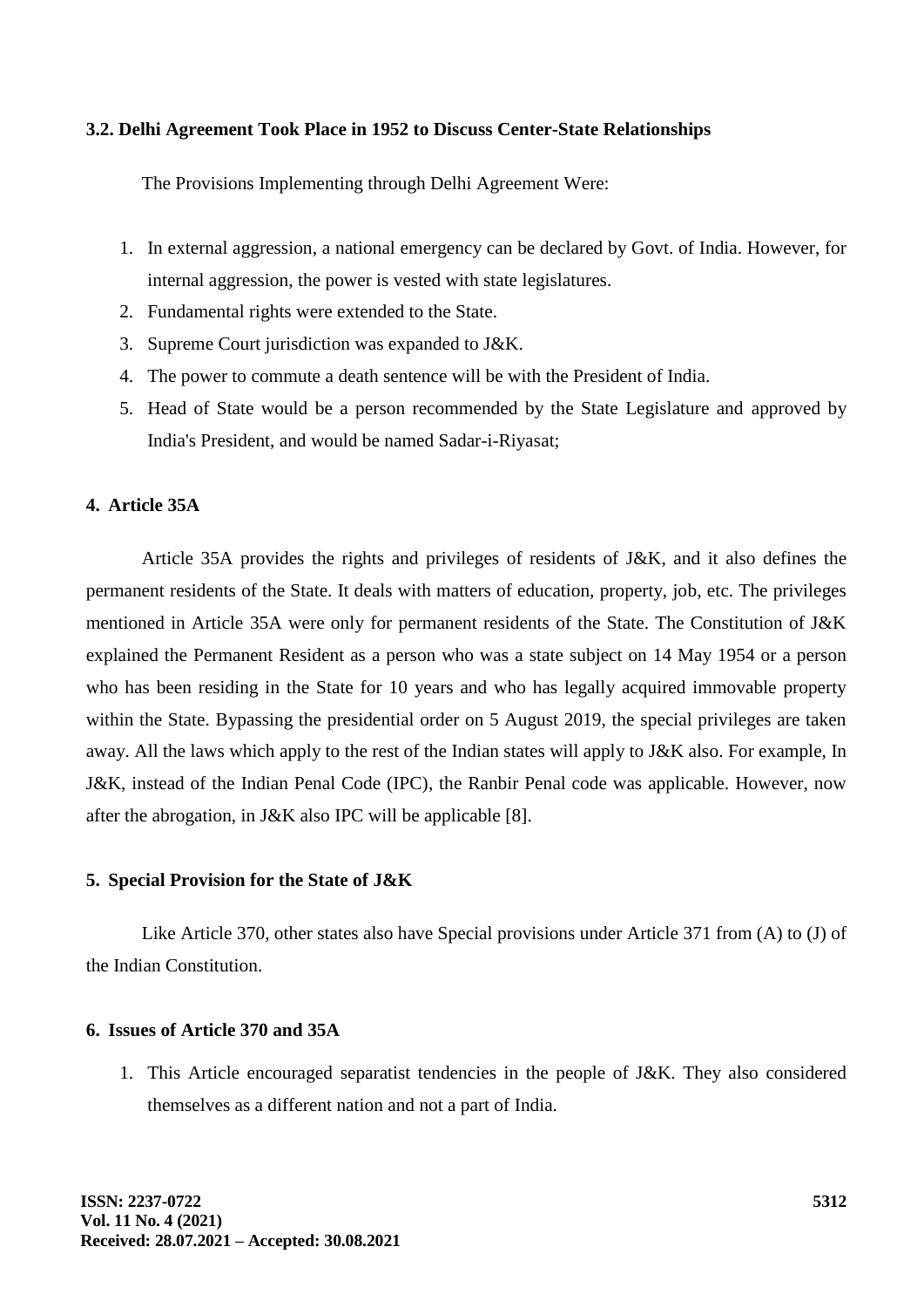### 3.2. Delhi Agreement Took Place in 1952 to Discuss Center-State Relationships

The Provisions Implementing through Delhi Agreement Were:

1. In external aggression, a national emergency can be declared by Govt. of India. However, for internal aggression, the power is vested with state legislatures.
2. Fundamental rights were extended to the State.
3. Supreme Court jurisdiction was expanded to J&K.
4. The power to commute a death sentence will be with the President of India.
5. Head of State would be a person recommended by the State Legislature and approved by India's President, and would be named Sadar-i-Riyasat;

## 4. Article 35A

Article 35A provides the rights and privileges of residents of J&K, and it also defines the permanent residents of the State. It deals with matters of education, property, job, etc. The privileges mentioned in Article 35A were only for permanent residents of the State. The Constitution of J&K explained the Permanent Resident as a person who was a state subject on 14 May 1954 or a person who has been residing in the State for 10 years and who has legally acquired immovable property within the State. Bypassing the presidential order on 5 August 2019, the special privileges are taken away. All the laws which apply to the rest of the Indian states will apply to J&K also. For example, In J&K, instead of the Indian Penal Code (IPC), the Ranbir Penal code was applicable. However, now after the abrogation, in J&K also IPC will be applicable [8].

## 5. Special Provision for the State of J&K

Like Article 370, other states also have Special provisions under Article 371 from (A) to (J) of the Indian Constitution.

## 6. Issues of Article 370 and 35A

1. This Article encouraged separatist tendencies in the people of J&K. They also considered themselves as a different nation and not a part of India.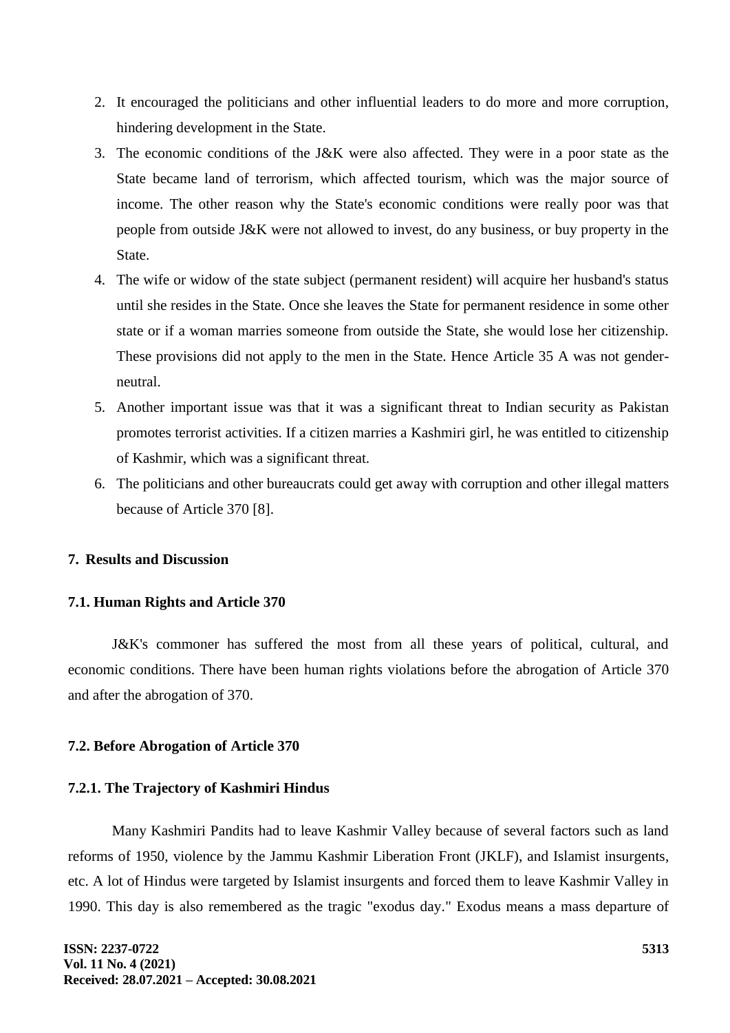2. It encouraged the politicians and other influential leaders to do more and more corruption, hindering development in the State.
3. The economic conditions of the J&K were also affected. They were in a poor state as the State became land of terrorism, which affected tourism, which was the major source of income. The other reason why the State's economic conditions were really poor was that people from outside J&K were not allowed to invest, do any business, or buy property in the State.
4. The wife or widow of the state subject (permanent resident) will acquire her husband's status until she resides in the State. Once she leaves the State for permanent residence in some other state or if a woman marries someone from outside the State, she would lose her citizenship. These provisions did not apply to the men in the State. Hence Article 35 A was not gender-neutral.
5. Another important issue was that it was a significant threat to Indian security as Pakistan promotes terrorist activities. If a citizen marries a Kashmiri girl, he was entitled to citizenship of Kashmir, which was a significant threat.
6. The politicians and other bureaucrats could get away with corruption and other illegal matters because of Article 370 [8].

## 7. Results and Discussion

### 7.1. Human Rights and Article 370

J&K's commoner has suffered the most from all these years of political, cultural, and economic conditions. There have been human rights violations before the abrogation of Article 370 and after the abrogation of 370.

### 7.2. Before Abrogation of Article 370

#### 7.2.1. The Trajectory of Kashmiri Hindus

Many Kashmiri Pandits had to leave Kashmir Valley because of several factors such as land reforms of 1950, violence by the Jammu Kashmir Liberation Front (JKLF), and Islamist insurgents, etc. A lot of Hindus were targeted by Islamist insurgents and forced them to leave Kashmir Valley in 1990. This day is also remembered as the tragic "exodus day." Exodus means a mass departure of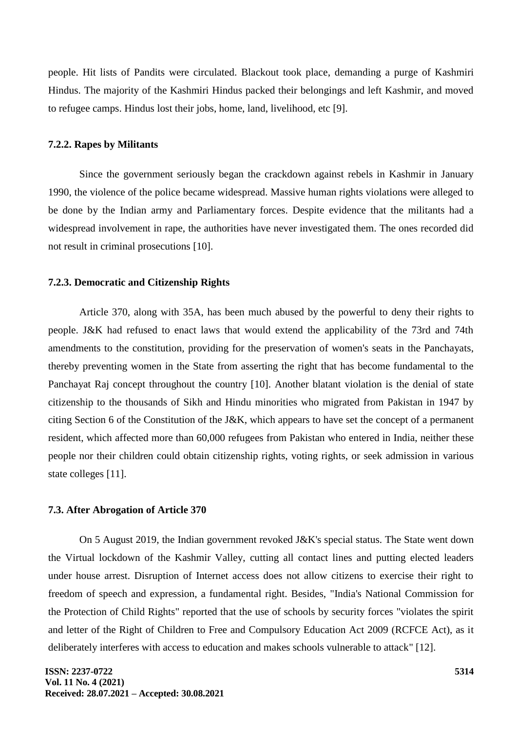people. Hit lists of Pandits were circulated. Blackout took place, demanding a purge of Kashmiri Hindus. The majority of the Kashmiri Hindus packed their belongings and left Kashmir, and moved to refugee camps. Hindus lost their jobs, home, land, livelihood, etc [9].

#### 7.2.2. Rapes by Militants

Since the government seriously began the crackdown against rebels in Kashmir in January 1990, the violence of the police became widespread. Massive human rights violations were alleged to be done by the Indian army and Parliamentary forces. Despite evidence that the militants had a widespread involvement in rape, the authorities have never investigated them. The ones recorded did not result in criminal prosecutions [10].

#### 7.2.3. Democratic and Citizenship Rights

Article 370, along with 35A, has been much abused by the powerful to deny their rights to people. J&K had refused to enact laws that would extend the applicability of the 73rd and 74th amendments to the constitution, providing for the preservation of women's seats in the Panchayats, thereby preventing women in the State from asserting the right that has become fundamental to the Panchayat Raj concept throughout the country [10]. Another blatant violation is the denial of state citizenship to the thousands of Sikh and Hindu minorities who migrated from Pakistan in 1947 by citing Section 6 of the Constitution of the J&K, which appears to have set the concept of a permanent resident, which affected more than 60,000 refugees from Pakistan who entered in India, neither these people nor their children could obtain citizenship rights, voting rights, or seek admission in various state colleges [11].

### 7.3. After Abrogation of Article 370

On 5 August 2019, the Indian government revoked J&K's special status. The State went down the Virtual lockdown of the Kashmir Valley, cutting all contact lines and putting elected leaders under house arrest. Disruption of Internet access does not allow citizens to exercise their right to freedom of speech and expression, a fundamental right. Besides, "India's National Commission for the Protection of Child Rights" reported that the use of schools by security forces "violates the spirit and letter of the Right of Children to Free and Compulsory Education Act 2009 (RCFCE Act), as it deliberately interferes with access to education and makes schools vulnerable to attack" [12].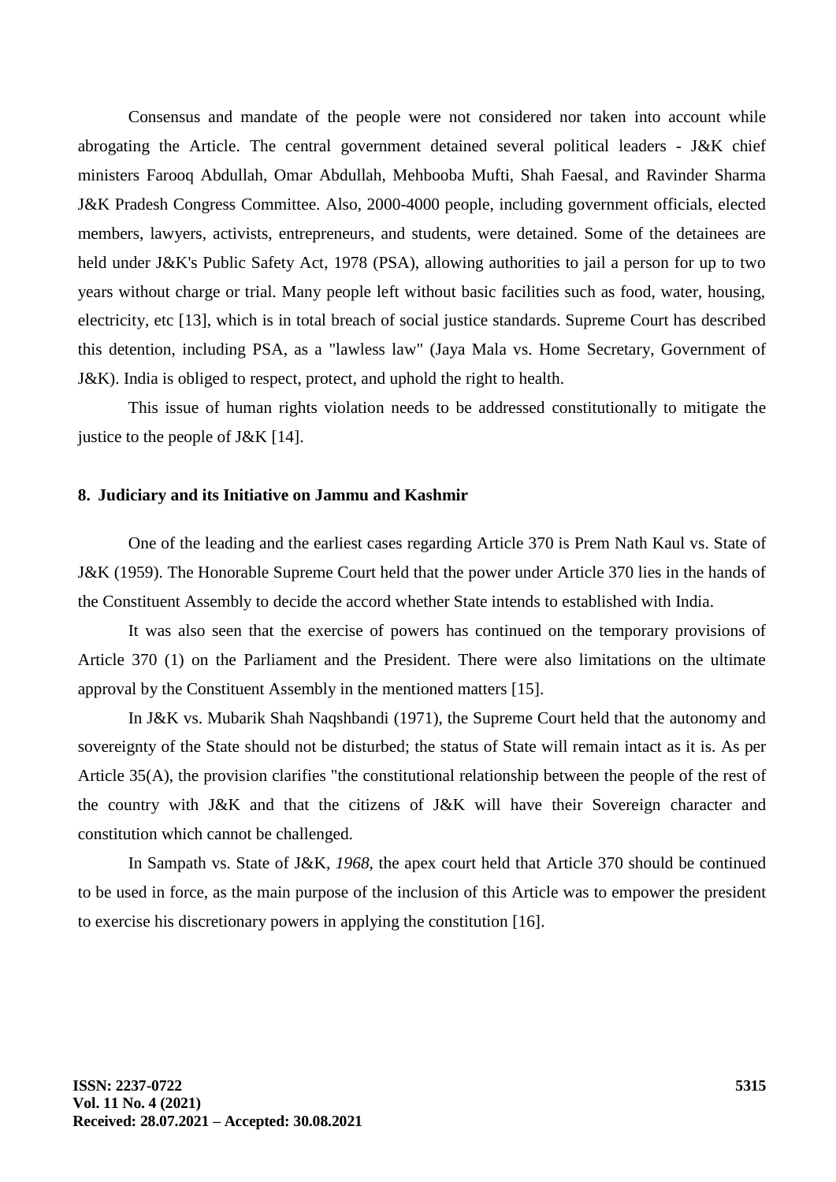Consensus and mandate of the people were not considered nor taken into account while abrogating the Article. The central government detained several political leaders - J&K chief ministers Farooq Abdullah, Omar Abdullah, Mehbooba Mufti, Shah Faesal, and Ravinder Sharma J&K Pradesh Congress Committee. Also, 2000-4000 people, including government officials, elected members, lawyers, activists, entrepreneurs, and students, were detained. Some of the detainees are held under J&K's Public Safety Act, 1978 (PSA), allowing authorities to jail a person for up to two years without charge or trial. Many people left without basic facilities such as food, water, housing, electricity, etc [13], which is in total breach of social justice standards. Supreme Court has described this detention, including PSA, as a "lawless law" (Jaya Mala vs. Home Secretary, Government of J&K). India is obliged to respect, protect, and uphold the right to health.

This issue of human rights violation needs to be addressed constitutionally to mitigate the justice to the people of J&K [14].

## 8. Judiciary and its Initiative on Jammu and Kashmir

One of the leading and the earliest cases regarding Article 370 is Prem Nath Kaul vs. State of J&K (1959). The Honorable Supreme Court held that the power under Article 370 lies in the hands of the Constituent Assembly to decide the accord whether State intends to established with India.

It was also seen that the exercise of powers has continued on the temporary provisions of Article 370 (1) on the Parliament and the President. There were also limitations on the ultimate approval by the Constituent Assembly in the mentioned matters [15].

In J&K vs. Mubarik Shah Naqshbandi (1971), the Supreme Court held that the autonomy and sovereignty of the State should not be disturbed; the status of State will remain intact as it is. As per Article 35(A), the provision clarifies "the constitutional relationship between the people of the rest of the country with J&K and that the citizens of J&K will have their Sovereign character and constitution which cannot be challenged.

In Sampath vs. State of J&K, *1968*, the apex court held that Article 370 should be continued to be used in force, as the main purpose of the inclusion of this Article was to empower the president to exercise his discretionary powers in applying the constitution [16].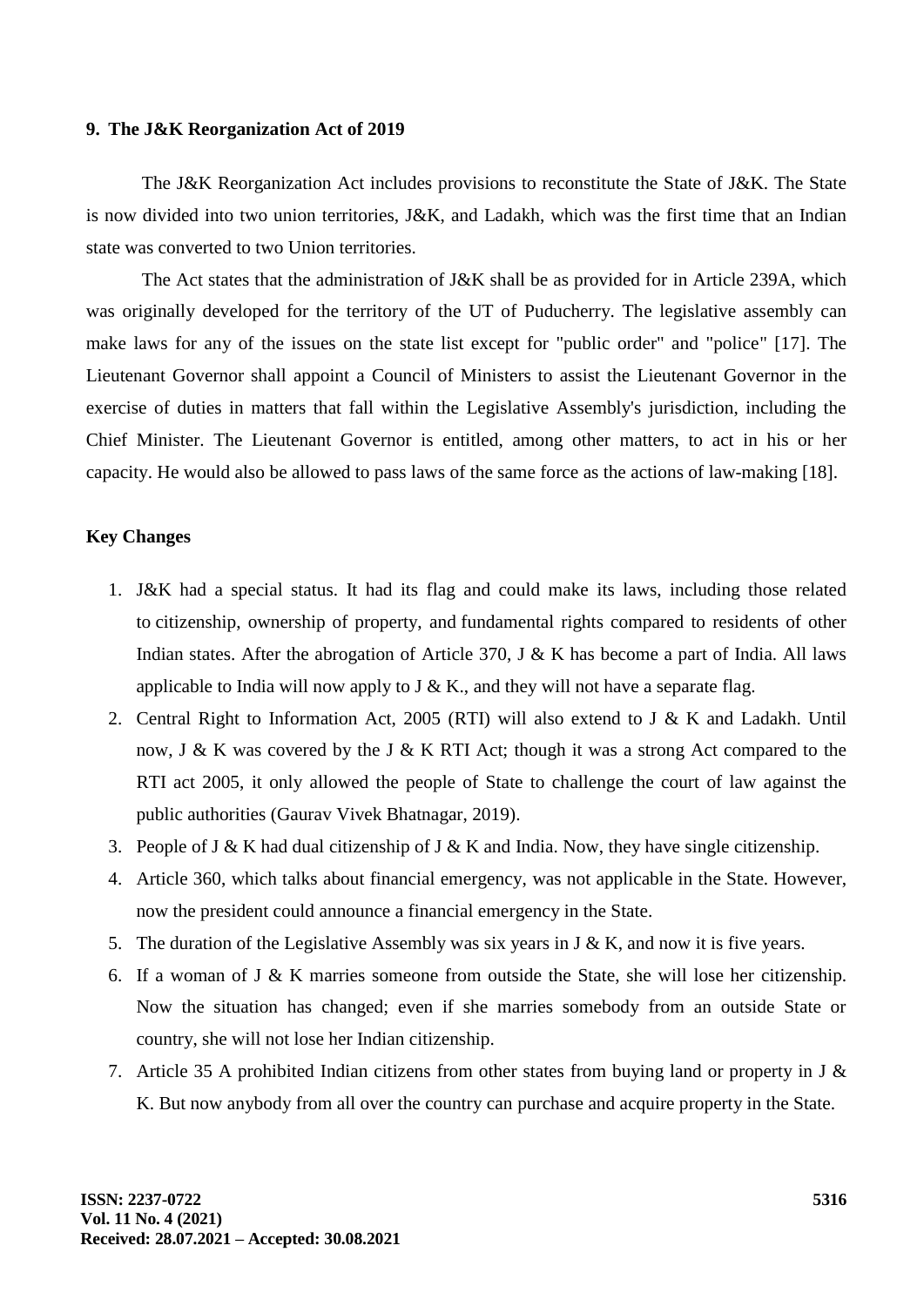## 9. The J&K Reorganization Act of 2019

The J&K Reorganization Act includes provisions to reconstitute the State of J&K. The State is now divided into two union territories, J&K, and Ladakh, which was the first time that an Indian state was converted to two Union territories.

The Act states that the administration of J&K shall be as provided for in Article 239A, which was originally developed for the territory of the UT of Puducherry. The legislative assembly can make laws for any of the issues on the state list except for "public order" and "police" [17]. The Lieutenant Governor shall appoint a Council of Ministers to assist the Lieutenant Governor in the exercise of duties in matters that fall within the Legislative Assembly's jurisdiction, including the Chief Minister. The Lieutenant Governor is entitled, among other matters, to act in his or her capacity. He would also be allowed to pass laws of the same force as the actions of law-making [18].

### Key Changes

1. J&K had a special status. It had its flag and could make its laws, including those related to citizenship, ownership of property, and fundamental rights compared to residents of other Indian states. After the abrogation of Article 370, J & K has become a part of India. All laws applicable to India will now apply to J & K., and they will not have a separate flag.
2. Central Right to Information Act, 2005 (RTI) will also extend to J & K and Ladakh. Until now, J & K was covered by the J & K RTI Act; though it was a strong Act compared to the RTI act 2005, it only allowed the people of State to challenge the court of law against the public authorities (Gaurav Vivek Bhatnagar, 2019).
3. People of J & K had dual citizenship of J & K and India. Now, they have single citizenship.
4. Article 360, which talks about financial emergency, was not applicable in the State. However, now the president could announce a financial emergency in the State.
5. The duration of the Legislative Assembly was six years in J & K, and now it is five years.
6. If a woman of J & K marries someone from outside the State, she will lose her citizenship. Now the situation has changed; even if she marries somebody from an outside State or country, she will not lose her Indian citizenship.
7. Article 35 A prohibited Indian citizens from other states from buying land or property in J & K. But now anybody from all over the country can purchase and acquire property in the State.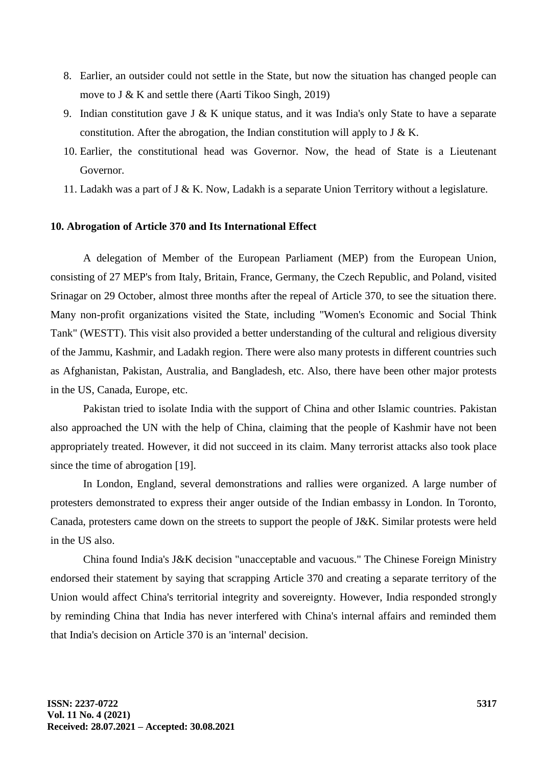8. Earlier, an outsider could not settle in the State, but now the situation has changed people can move to J & K and settle there (Aarti Tikoo Singh, 2019)
9. Indian constitution gave J & K unique status, and it was India's only State to have a separate constitution. After the abrogation, the Indian constitution will apply to J & K.
10. Earlier, the constitutional head was Governor. Now, the head of State is a Lieutenant Governor.
11. Ladakh was a part of J & K. Now, Ladakh is a separate Union Territory without a legislature.

## 10. Abrogation of Article 370 and Its International Effect

A delegation of Member of the European Parliament (MEP) from the European Union, consisting of 27 MEP's from Italy, Britain, France, Germany, the Czech Republic, and Poland, visited Srinagar on 29 October, almost three months after the repeal of Article 370, to see the situation there. Many non-profit organizations visited the State, including "Women's Economic and Social Think Tank" (WESTT). This visit also provided a better understanding of the cultural and religious diversity of the Jammu, Kashmir, and Ladakh region. There were also many protests in different countries such as Afghanistan, Pakistan, Australia, and Bangladesh, etc. Also, there have been other major protests in the US, Canada, Europe, etc.

Pakistan tried to isolate India with the support of China and other Islamic countries. Pakistan also approached the UN with the help of China, claiming that the people of Kashmir have not been appropriately treated. However, it did not succeed in its claim. Many terrorist attacks also took place since the time of abrogation [19].

In London, England, several demonstrations and rallies were organized. A large number of protesters demonstrated to express their anger outside of the Indian embassy in London. In Toronto, Canada, protesters came down on the streets to support the people of J&K. Similar protests were held in the US also.

China found India's J&K decision "unacceptable and vacuous." The Chinese Foreign Ministry endorsed their statement by saying that scrapping Article 370 and creating a separate territory of the Union would affect China's territorial integrity and sovereignty. However, India responded strongly by reminding China that India has never interfered with China's internal affairs and reminded them that India's decision on Article 370 is an 'internal' decision.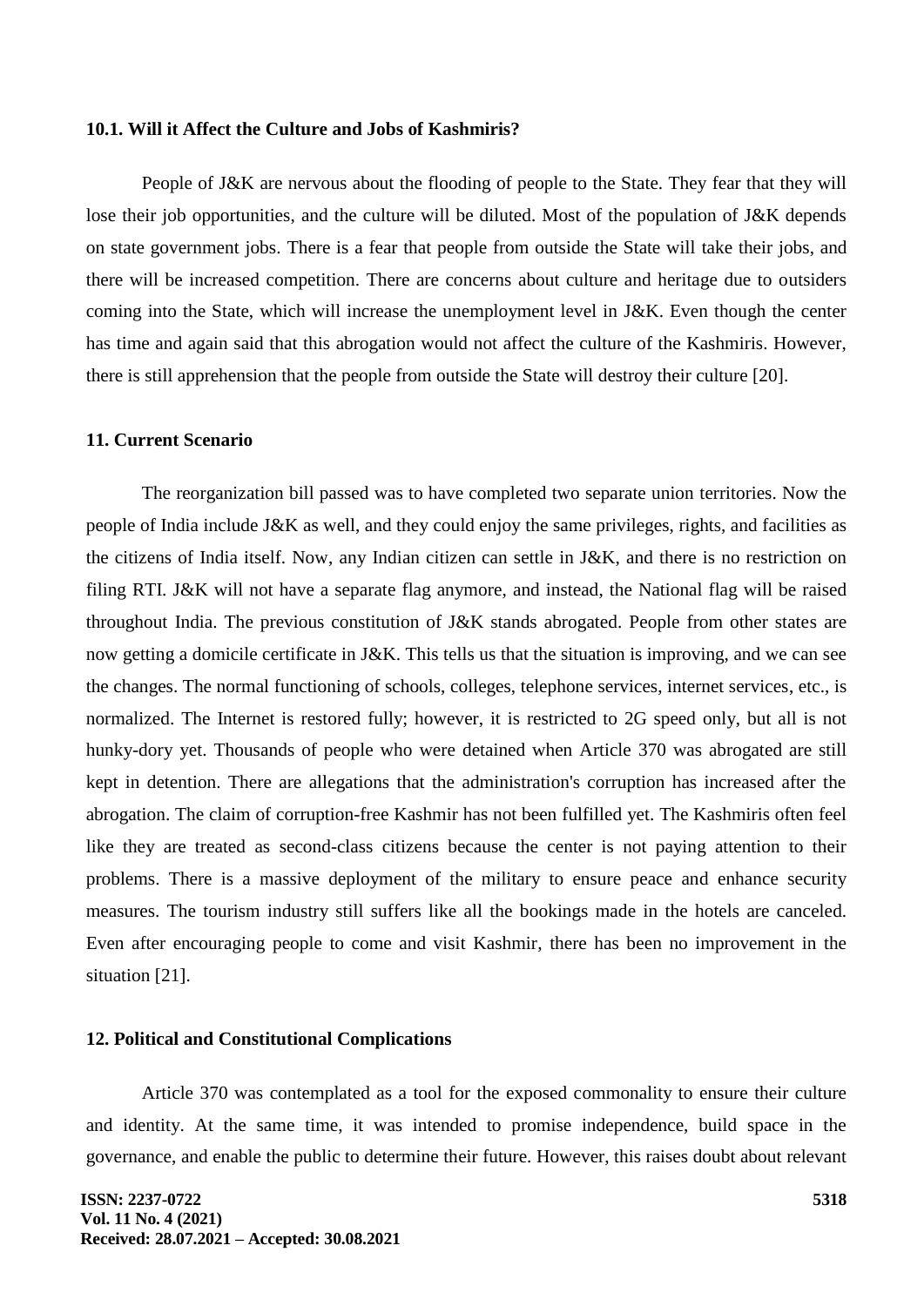### 10.1. Will it Affect the Culture and Jobs of Kashmiris?

People of J&K are nervous about the flooding of people to the State. They fear that they will lose their job opportunities, and the culture will be diluted. Most of the population of J&K depends on state government jobs. There is a fear that people from outside the State will take their jobs, and there will be increased competition. There are concerns about culture and heritage due to outsiders coming into the State, which will increase the unemployment level in J&K. Even though the center has time and again said that this abrogation would not affect the culture of the Kashmiris. However, there is still apprehension that the people from outside the State will destroy their culture [20].

## 11. Current Scenario

The reorganization bill passed was to have completed two separate union territories. Now the people of India include J&K as well, and they could enjoy the same privileges, rights, and facilities as the citizens of India itself. Now, any Indian citizen can settle in J&K, and there is no restriction on filing RTI. J&K will not have a separate flag anymore, and instead, the National flag will be raised throughout India. The previous constitution of J&K stands abrogated. People from other states are now getting a domicile certificate in J&K. This tells us that the situation is improving, and we can see the changes. The normal functioning of schools, colleges, telephone services, internet services, etc., is normalized. The Internet is restored fully; however, it is restricted to 2G speed only, but all is not hunky-dory yet. Thousands of people who were detained when Article 370 was abrogated are still kept in detention. There are allegations that the administration's corruption has increased after the abrogation. The claim of corruption-free Kashmir has not been fulfilled yet. The Kashmiris often feel like they are treated as second-class citizens because the center is not paying attention to their problems. There is a massive deployment of the military to ensure peace and enhance security measures. The tourism industry still suffers like all the bookings made in the hotels are canceled. Even after encouraging people to come and visit Kashmir, there has been no improvement in the situation [21].

## 12. Political and Constitutional Complications

Article 370 was contemplated as a tool for the exposed commonality to ensure their culture and identity. At the same time, it was intended to promise independence, build space in the governance, and enable the public to determine their future. However, this raises doubt about relevant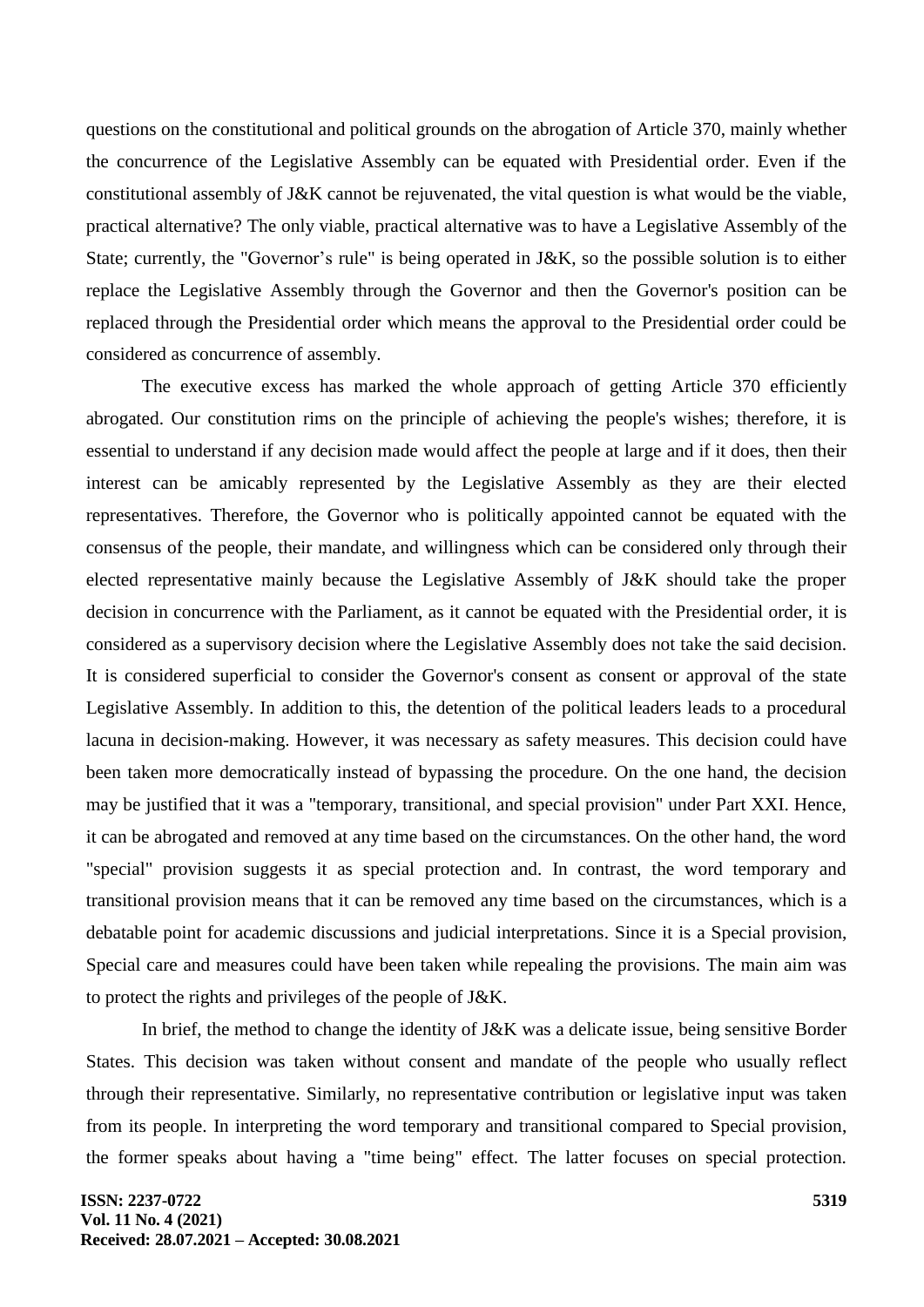questions on the constitutional and political grounds on the abrogation of Article 370, mainly whether the concurrence of the Legislative Assembly can be equated with Presidential order. Even if the constitutional assembly of J&K cannot be rejuvenated, the vital question is what would be the viable, practical alternative? The only viable, practical alternative was to have a Legislative Assembly of the State; currently, the "Governor's rule" is being operated in J&K, so the possible solution is to either replace the Legislative Assembly through the Governor and then the Governor's position can be replaced through the Presidential order which means the approval to the Presidential order could be considered as concurrence of assembly.

The executive excess has marked the whole approach of getting Article 370 efficiently abrogated. Our constitution rims on the principle of achieving the people's wishes; therefore, it is essential to understand if any decision made would affect the people at large and if it does, then their interest can be amicably represented by the Legislative Assembly as they are their elected representatives. Therefore, the Governor who is politically appointed cannot be equated with the consensus of the people, their mandate, and willingness which can be considered only through their elected representative mainly because the Legislative Assembly of J&K should take the proper decision in concurrence with the Parliament, as it cannot be equated with the Presidential order, it is considered as a supervisory decision where the Legislative Assembly does not take the said decision. It is considered superficial to consider the Governor's consent as consent or approval of the state Legislative Assembly. In addition to this, the detention of the political leaders leads to a procedural lacuna in decision-making. However, it was necessary as safety measures. This decision could have been taken more democratically instead of bypassing the procedure. On the one hand, the decision may be justified that it was a "temporary, transitional, and special provision" under Part XXI. Hence, it can be abrogated and removed at any time based on the circumstances. On the other hand, the word "special" provision suggests it as special protection and. In contrast, the word temporary and transitional provision means that it can be removed any time based on the circumstances, which is a debatable point for academic discussions and judicial interpretations. Since it is a Special provision, Special care and measures could have been taken while repealing the provisions. The main aim was to protect the rights and privileges of the people of J&K.

In brief, the method to change the identity of J&K was a delicate issue, being sensitive Border States. This decision was taken without consent and mandate of the people who usually reflect through their representative. Similarly, no representative contribution or legislative input was taken from its people. In interpreting the word temporary and transitional compared to Special provision, the former speaks about having a "time being" effect. The latter focuses on special protection.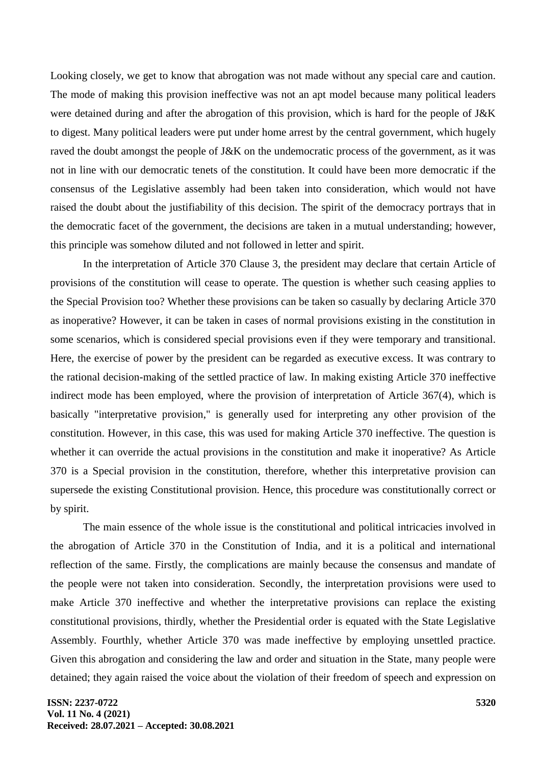Looking closely, we get to know that abrogation was not made without any special care and caution. The mode of making this provision ineffective was not an apt model because many political leaders were detained during and after the abrogation of this provision, which is hard for the people of J&K to digest. Many political leaders were put under home arrest by the central government, which hugely raved the doubt amongst the people of J&K on the undemocratic process of the government, as it was not in line with our democratic tenets of the constitution. It could have been more democratic if the consensus of the Legislative assembly had been taken into consideration, which would not have raised the doubt about the justifiability of this decision. The spirit of the democracy portrays that in the democratic facet of the government, the decisions are taken in a mutual understanding; however, this principle was somehow diluted and not followed in letter and spirit.

In the interpretation of Article 370 Clause 3, the president may declare that certain Article of provisions of the constitution will cease to operate. The question is whether such ceasing applies to the Special Provision too? Whether these provisions can be taken so casually by declaring Article 370 as inoperative? However, it can be taken in cases of normal provisions existing in the constitution in some scenarios, which is considered special provisions even if they were temporary and transitional. Here, the exercise of power by the president can be regarded as executive excess. It was contrary to the rational decision-making of the settled practice of law. In making existing Article 370 ineffective indirect mode has been employed, where the provision of interpretation of Article 367(4), which is basically "interpretative provision," is generally used for interpreting any other provision of the constitution. However, in this case, this was used for making Article 370 ineffective. The question is whether it can override the actual provisions in the constitution and make it inoperative? As Article 370 is a Special provision in the constitution, therefore, whether this interpretative provision can supersede the existing Constitutional provision. Hence, this procedure was constitutionally correct or by spirit.

The main essence of the whole issue is the constitutional and political intricacies involved in the abrogation of Article 370 in the Constitution of India, and it is a political and international reflection of the same. Firstly, the complications are mainly because the consensus and mandate of the people were not taken into consideration. Secondly, the interpretation provisions were used to make Article 370 ineffective and whether the interpretative provisions can replace the existing constitutional provisions, thirdly, whether the Presidential order is equated with the State Legislative Assembly. Fourthly, whether Article 370 was made ineffective by employing unsettled practice. Given this abrogation and considering the law and order and situation in the State, many people were detained; they again raised the voice about the violation of their freedom of speech and expression on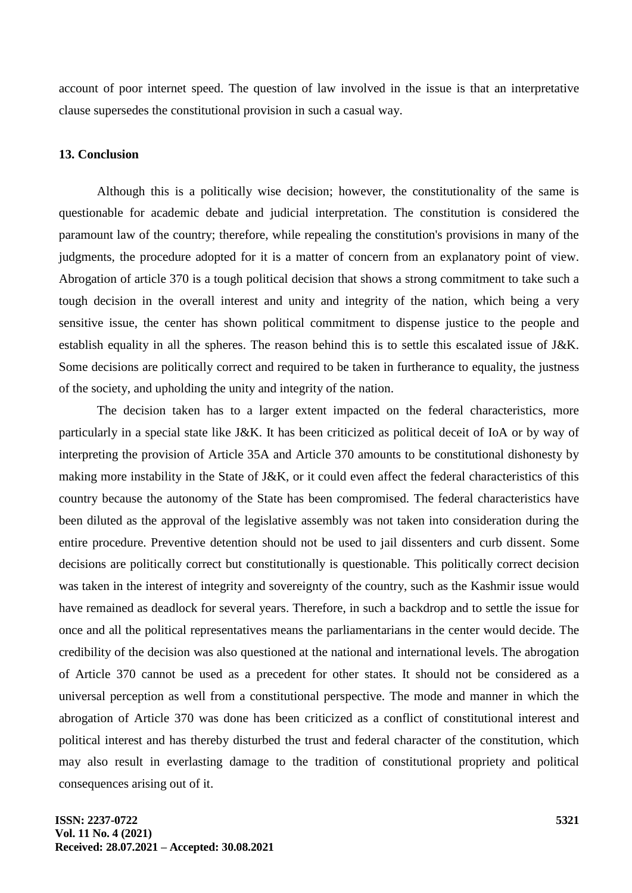account of poor internet speed. The question of law involved in the issue is that an interpretative clause supersedes the constitutional provision in such a casual way.

### 13. Conclusion

Although this is a politically wise decision; however, the constitutionality of the same is questionable for academic debate and judicial interpretation. The constitution is considered the paramount law of the country; therefore, while repealing the constitution's provisions in many of the judgments, the procedure adopted for it is a matter of concern from an explanatory point of view. Abrogation of article 370 is a tough political decision that shows a strong commitment to take such a tough decision in the overall interest and unity and integrity of the nation, which being a very sensitive issue, the center has shown political commitment to dispense justice to the people and establish equality in all the spheres. The reason behind this is to settle this escalated issue of J&K. Some decisions are politically correct and required to be taken in furtherance to equality, the justness of the society, and upholding the unity and integrity of the nation.

The decision taken has to a larger extent impacted on the federal characteristics, more particularly in a special state like J&K. It has been criticized as political deceit of IoA or by way of interpreting the provision of Article 35A and Article 370 amounts to be constitutional dishonesty by making more instability in the State of J&K, or it could even affect the federal characteristics of this country because the autonomy of the State has been compromised. The federal characteristics have been diluted as the approval of the legislative assembly was not taken into consideration during the entire procedure. Preventive detention should not be used to jail dissenters and curb dissent. Some decisions are politically correct but constitutionally is questionable. This politically correct decision was taken in the interest of integrity and sovereignty of the country, such as the Kashmir issue would have remained as deadlock for several years. Therefore, in such a backdrop and to settle the issue for once and all the political representatives means the parliamentarians in the center would decide. The credibility of the decision was also questioned at the national and international levels. The abrogation of Article 370 cannot be used as a precedent for other states. It should not be considered as a universal perception as well from a constitutional perspective. The mode and manner in which the abrogation of Article 370 was done has been criticized as a conflict of constitutional interest and political interest and has thereby disturbed the trust and federal character of the constitution, which may also result in everlasting damage to the tradition of constitutional propriety and political consequences arising out of it.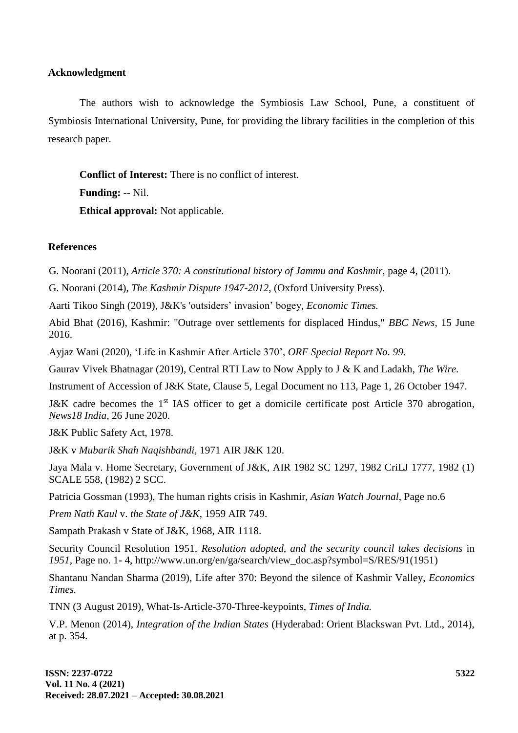## Acknowledgment

The authors wish to acknowledge the Symbiosis Law School, Pune, a constituent of Symbiosis International University, Pune, for providing the library facilities in the completion of this research paper.

**Conflict of Interest:** There is no conflict of interest.

**Funding:** -- Nil.

**Ethical approval:** Not applicable.

## References

G. Noorani (2011), *Article 370: A constitutional history of Jammu and Kashmir*, page 4, (2011).

G. Noorani (2014), *The Kashmir Dispute 1947-2012*, (Oxford University Press).

Aarti Tikoo Singh (2019), J&K's 'outsiders' invasion' bogey, *Economic Times.*

Abid Bhat (2016), Kashmir: "Outrage over settlements for displaced Hindus," *BBC News*, 15 June 2016.

Ayjaz Wani (2020), 'Life in Kashmir After Article 370', *ORF Special Report No. 99.*

Gaurav Vivek Bhatnagar (2019), Central RTI Law to Now Apply to J & K and Ladakh, *The Wire*.

Instrument of Accession of J&K State, Clause 5, Legal Document no 113, Page 1, 26 October 1947.

J&K cadre becomes the 1st IAS officer to get a domicile certificate post Article 370 abrogation, *News18 India*, 26 June 2020.

J&K Public Safety Act, 1978.

J&K v *Mubarik Shah Naqishbandi*, 1971 AIR J&K 120.

Jaya Mala v. Home Secretary, Government of J&K, AIR 1982 SC 1297, 1982 CriLJ 1777, 1982 (1) SCALE 558, (1982) 2 SCC.

Patricia Gossman (1993), The human rights crisis in Kashmir, *Asian Watch Journal*, Page no.6

*Prem Nath Kaul* v. *the State of J&K*, 1959 AIR 749.

Sampath Prakash v State of J&K, 1968, AIR 1118.

Security Council Resolution 1951, *Resolution adopted, and the security council takes decisions* in *1951,* Page no. 1- 4, http://www.un.org/en/ga/search/view_doc.asp?symbol=S/RES/91(1951)

Shantanu Nandan Sharma (2019), Life after 370: Beyond the silence of Kashmir Valley, *Economics Times.*

TNN (3 August 2019), What-Is-Article-370-Three-keypoints, *Times of India.*

V.P. Menon (2014), *Integration of the Indian States* (Hyderabad: Orient Blackswan Pvt. Ltd., 2014), at p. 354.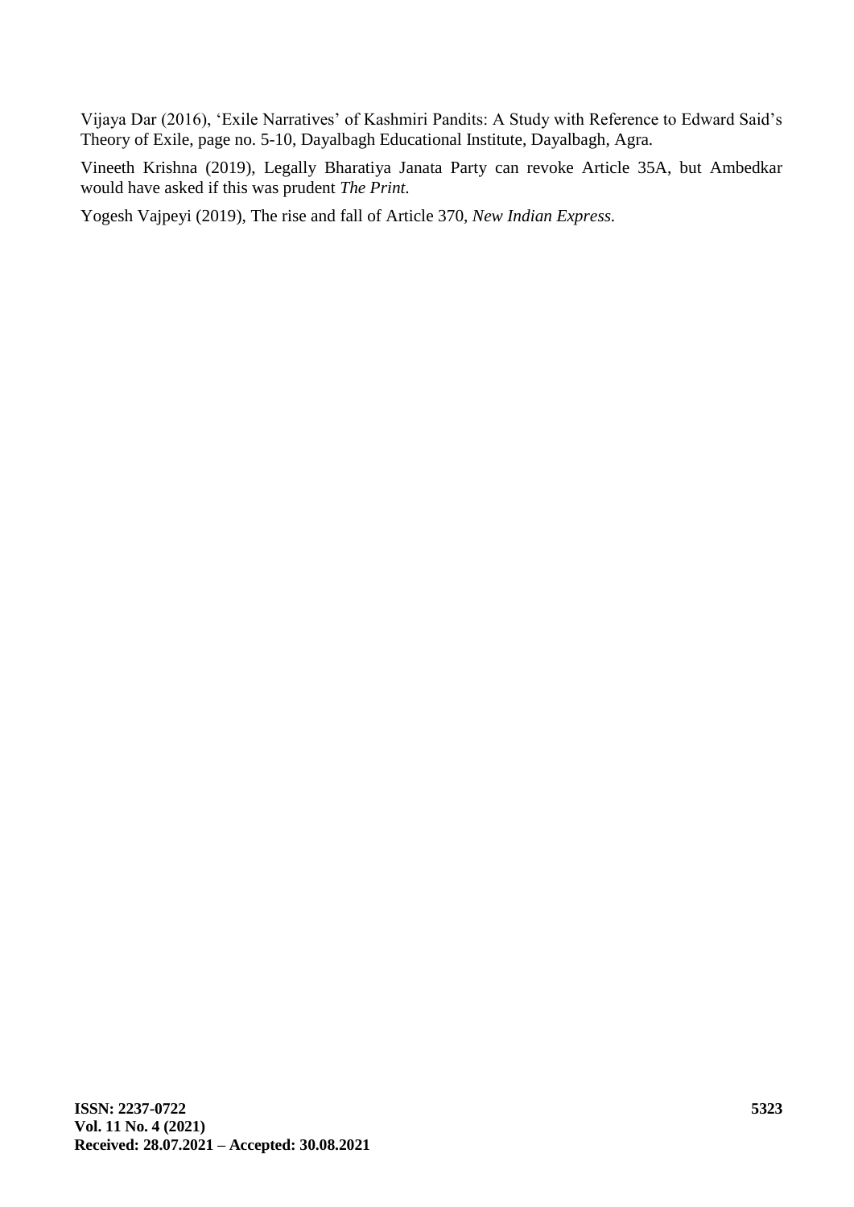Vijaya Dar (2016), 'Exile Narratives' of Kashmiri Pandits: A Study with Reference to Edward Said's Theory of Exile, page no. 5-10, Dayalbagh Educational Institute, Dayalbagh, Agra.

Vineeth Krishna (2019), Legally Bharatiya Janata Party can revoke Article 35A, but Ambedkar would have asked if this was prudent *The Print*.

Yogesh Vajpeyi (2019), The rise and fall of Article 370, *New Indian Express*.